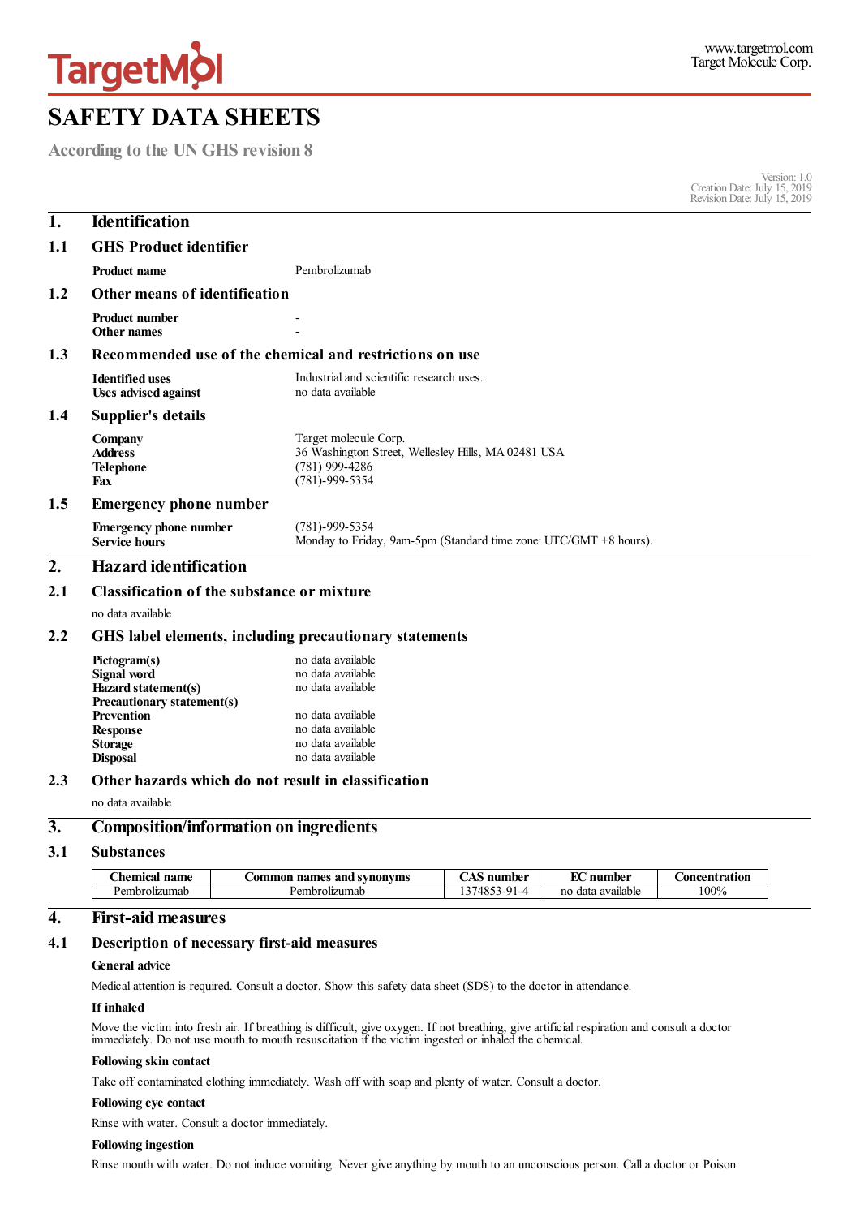# SAFETY DATA SHEETS

According to the UN GHS revision 8

Version: 1.0
Creation Date: July 15, 2019
Revision Date: July 15, 2019

## 1. Identification

### 1.1 GHS Product identifier

**Product name** Pembrolizumab

### 1.2 Other means of identification

**Product number** -
**Other names** -

### 1.3 Recommended use of the chemical and restrictions on use

**Identified uses** Industrial and scientific research uses.
**Uses advised against** no data available

### 1.4 Supplier's details

**Company** Target molecule Corp.
**Address** 36 Washington Street, Wellesley Hills, MA 02481 USA
**Telephone** (781) 999-4286
**Fax** (781)-999-5354

### 1.5 Emergency phone number

**Emergency phone number** (781)-999-5354
**Service hours** Monday to Friday, 9am-5pm (Standard time zone: UTC/GMT +8 hours).

## 2. Hazard identification

### 2.1 Classification of the substance or mixture

no data available

### 2.2 GHS label elements, including precautionary statements

**Pictogram(s)** no data available
**Signal word** no data available
**Hazard statement(s)** no data available
**Precautionary statement(s)**
**Prevention** no data available
**Response** no data available
**Storage** no data available
**Disposal** no data available

### 2.3 Other hazards which do not result in classification

no data available

## 3. Composition/information on ingredients

### 3.1 Substances

| Chemical name | Common names and synonyms | CAS number | EC number | Concentration |
|---|---|---|---|---|
| Pembrolizumab | Pembrolizumab | 1374853-91-4 | no data available | 100% |

## 4. First-aid measures

### 4.1 Description of necessary first-aid measures

**General advice**

Medical attention is required. Consult a doctor. Show this safety data sheet (SDS) to the doctor in attendance.

**If inhaled**

Move the victim into fresh air. If breathing is difficult, give oxygen. If not breathing, give artificial respiration and consult a doctor immediately. Do not use mouth to mouth resuscitation if the victim ingested or inhaled the chemical.

**Following skin contact**

Take off contaminated clothing immediately. Wash off with soap and plenty of water. Consult a doctor.

**Following eye contact**

Rinse with water. Consult a doctor immediately.

**Following ingestion**

Rinse mouth with water. Do not induce vomiting. Never give anything by mouth to an unconscious person. Call a doctor or Poison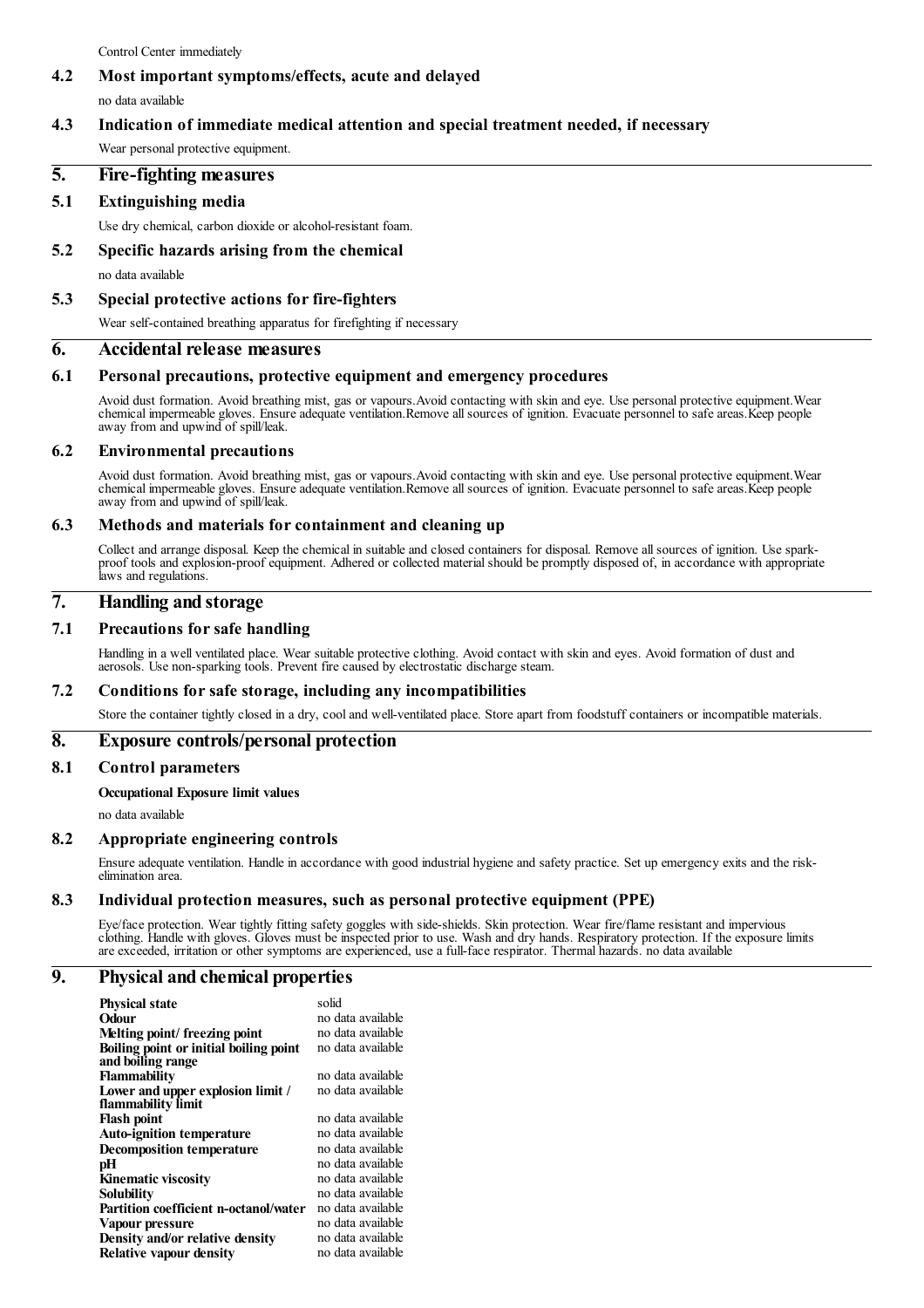Control Center immediately

### 4.2 Most important symptoms/effects, acute and delayed

no data available

### 4.3 Indication of immediate medical attention and special treatment needed, if necessary

Wear personal protective equipment.

## 5. Fire-fighting measures

### 5.1 Extinguishing media

Use dry chemical, carbon dioxide or alcohol-resistant foam.

### 5.2 Specific hazards arising from the chemical

no data available

### 5.3 Special protective actions for fire-fighters

Wear self-contained breathing apparatus for firefighting if necessary

## 6. Accidental release measures

### 6.1 Personal precautions, protective equipment and emergency procedures

Avoid dust formation. Avoid breathing mist, gas or vapours.Avoid contacting with skin and eye. Use personal protective equipment.Wear chemical impermeable gloves. Ensure adequate ventilation.Remove all sources of ignition. Evacuate personnel to safe areas.Keep people away from and upwind of spill/leak.

### 6.2 Environmental precautions

Avoid dust formation. Avoid breathing mist, gas or vapours.Avoid contacting with skin and eye. Use personal protective equipment.Wear chemical impermeable gloves. Ensure adequate ventilation.Remove all sources of ignition. Evacuate personnel to safe areas.Keep people away from and upwind of spill/leak.

### 6.3 Methods and materials for containment and cleaning up

Collect and arrange disposal. Keep the chemical in suitable and closed containers for disposal. Remove all sources of ignition. Use spark-proof tools and explosion-proof equipment. Adhered or collected material should be promptly disposed of, in accordance with appropriate laws and regulations.

## 7. Handling and storage

### 7.1 Precautions for safe handling

Handling in a well ventilated place. Wear suitable protective clothing. Avoid contact with skin and eyes. Avoid formation of dust and aerosols. Use non-sparking tools. Prevent fire caused by electrostatic discharge steam.

### 7.2 Conditions for safe storage, including any incompatibilities

Store the container tightly closed in a dry, cool and well-ventilated place. Store apart from foodstuff containers or incompatible materials.

## 8. Exposure controls/personal protection

### 8.1 Control parameters

**Occupational Exposure limit values**

no data available

### 8.2 Appropriate engineering controls

Ensure adequate ventilation. Handle in accordance with good industrial hygiene and safety practice. Set up emergency exits and the risk-elimination area.

### 8.3 Individual protection measures, such as personal protective equipment (PPE)

Eye/face protection. Wear tightly fitting safety goggles with side-shields. Skin protection. Wear fire/flame resistant and impervious clothing. Handle with gloves. Gloves must be inspected prior to use. Wash and dry hands. Respiratory protection. If the exposure limits are exceeded, irritation or other symptoms are experienced, use a full-face respirator. Thermal hazards. no data available

## 9. Physical and chemical properties

| | |
|---|---|
| **Physical state** | solid |
| **Odour** | no data available |
| **Melting point/ freezing point** | no data available |
| **Boiling point or initial boiling point and boiling range** | no data available |
| **Flammability** | no data available |
| **Lower and upper explosion limit / flammability limit** | no data available |
| **Flash point** | no data available |
| **Auto-ignition temperature** | no data available |
| **Decomposition temperature** | no data available |
| **pH** | no data available |
| **Kinematic viscosity** | no data available |
| **Solubility** | no data available |
| **Partition coefficient n-octanol/water** | no data available |
| **Vapour pressure** | no data available |
| **Density and/or relative density** | no data available |
| **Relative vapour density** | no data available |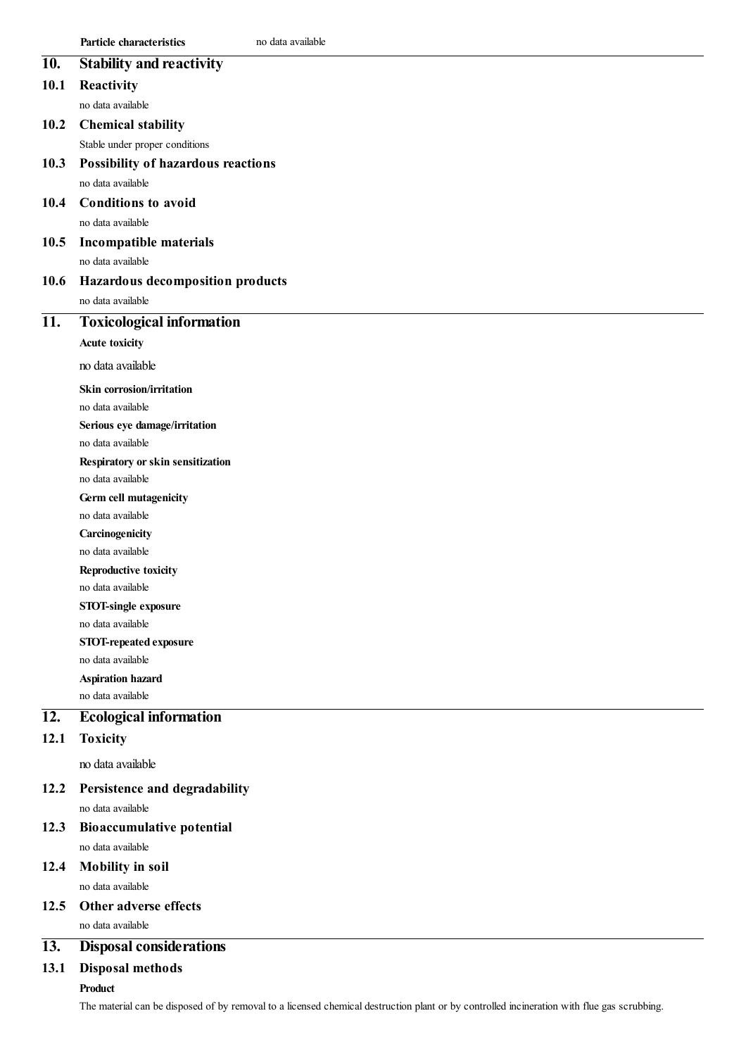**Particle characteristics** no data available

## 10. Stability and reactivity

### 10.1 Reactivity

no data available

### 10.2 Chemical stability

Stable under proper conditions

### 10.3 Possibility of hazardous reactions

no data available

### 10.4 Conditions to avoid

no data available

### 10.5 Incompatible materials

no data available

### 10.6 Hazardous decomposition products

no data available

## 11. Toxicological information

**Acute toxicity**

no data available

**Skin corrosion/irritation**

no data available

**Serious eye damage/irritation**

no data available

**Respiratory or skin sensitization**

no data available

**Germ cell mutagenicity**

no data available

**Carcinogenicity**

no data available

**Reproductive toxicity**

no data available

**STOT-single exposure**

no data available

**STOT-repeated exposure**

no data available

**Aspiration hazard**

no data available

## 12. Ecological information

### 12.1 Toxicity

no data available

### 12.2 Persistence and degradability

no data available

### 12.3 Bioaccumulative potential

no data available

### 12.4 Mobility in soil

no data available

### 12.5 Other adverse effects

no data available

## 13. Disposal considerations

### 13.1 Disposal methods

**Product**

The material can be disposed of by removal to a licensed chemical destruction plant or by controlled incineration with flue gas scrubbing.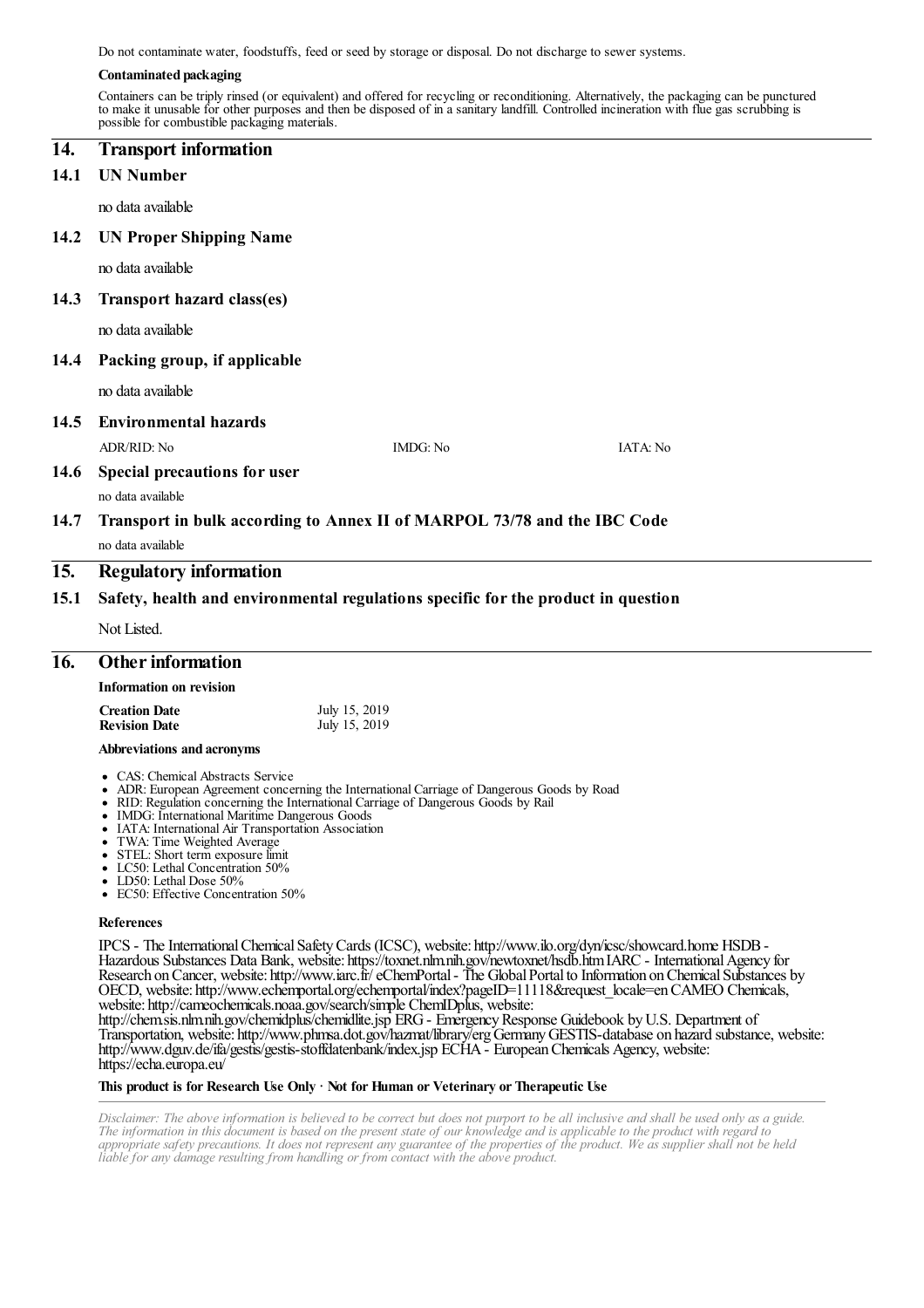Do not contaminate water, foodstuffs, feed or seed by storage or disposal. Do not discharge to sewer systems.

**Contaminated packaging**

Containers can be triply rinsed (or equivalent) and offered for recycling or reconditioning. Alternatively, the packaging can be punctured to make it unusable for other purposes and then be disposed of in a sanitary landfill. Controlled incineration with flue gas scrubbing is possible for combustible packaging materials.

## 14. Transport information

### 14.1 UN Number

no data available

### 14.2 UN Proper Shipping Name

no data available

### 14.3 Transport hazard class(es)

no data available

### 14.4 Packing group, if applicable

no data available

### 14.5 Environmental hazards

| | | |
|---|---|---|
| ADR/RID: No | IMDG: No | IATA: No |

### 14.6 Special precautions for user

no data available

### 14.7 Transport in bulk according to Annex II of MARPOL 73/78 and the IBC Code

no data available

## 15. Regulatory information

### 15.1 Safety, health and environmental regulations specific for the product in question

Not Listed.

## 16. Other information

**Information on revision**

| | |
|---|---|
| **Creation Date** | July 15, 2019 |
| **Revision Date** | July 15, 2019 |

**Abbreviations and acronyms**

- CAS: Chemical Abstracts Service
- ADR: European Agreement concerning the International Carriage of Dangerous Goods by Road
- RID: Regulation concerning the International Carriage of Dangerous Goods by Rail
- IMDG: International Maritime Dangerous Goods
- IATA: International Air Transportation Association
- TWA: Time Weighted Average
- STEL: Short term exposure limit
- LC50: Lethal Concentration 50%
- LD50: Lethal Dose 50%
- EC50: Effective Concentration 50%

**References**

IPCS - The International Chemical Safety Cards (ICSC), website: http://www.ilo.org/dyn/icsc/showcard.home HSDB - Hazardous Substances Data Bank, website: https://toxnet.nlm.nih.gov/newtoxnet/hsdb.htm IARC - International Agency for Research on Cancer, website: http://www.iarc.fr/ eChemPortal - The Global Portal to Information on Chemical Substances by OECD, website: http://www.echemportal.org/echemportal/index?pageID=11118&request_locale=en CAMEO Chemicals, website: http://cameochemicals.noaa.gov/search/simple ChemIDplus, website: http://chem.sis.nlm.nih.gov/chemidplus/chemidlite.jsp ERG - Emergency Response Guidebook by U.S. Department of Transportation, website: http://www.phmsa.dot.gov/hazmat/library/erg Germany GESTIS-database on hazard substance, website: http://www.dguv.de/ifa/gestis/gestis-stoffdatenbank/index.jsp ECHA - European Chemicals Agency, website: https://echa.europa.eu/

**This product is for Research Use Only · Not for Human or Veterinary or Therapeutic Use**

*Disclaimer: The above information is believed to be correct but does not purport to be all inclusive and shall be used only as a guide. The information in this document is based on the present state of our knowledge and is applicable to the product with regard to appropriate safety precautions. It does not represent any guarantee of the properties of the product. We as supplier shall not be held liable for any damage resulting from handling or from contact with the above product.*